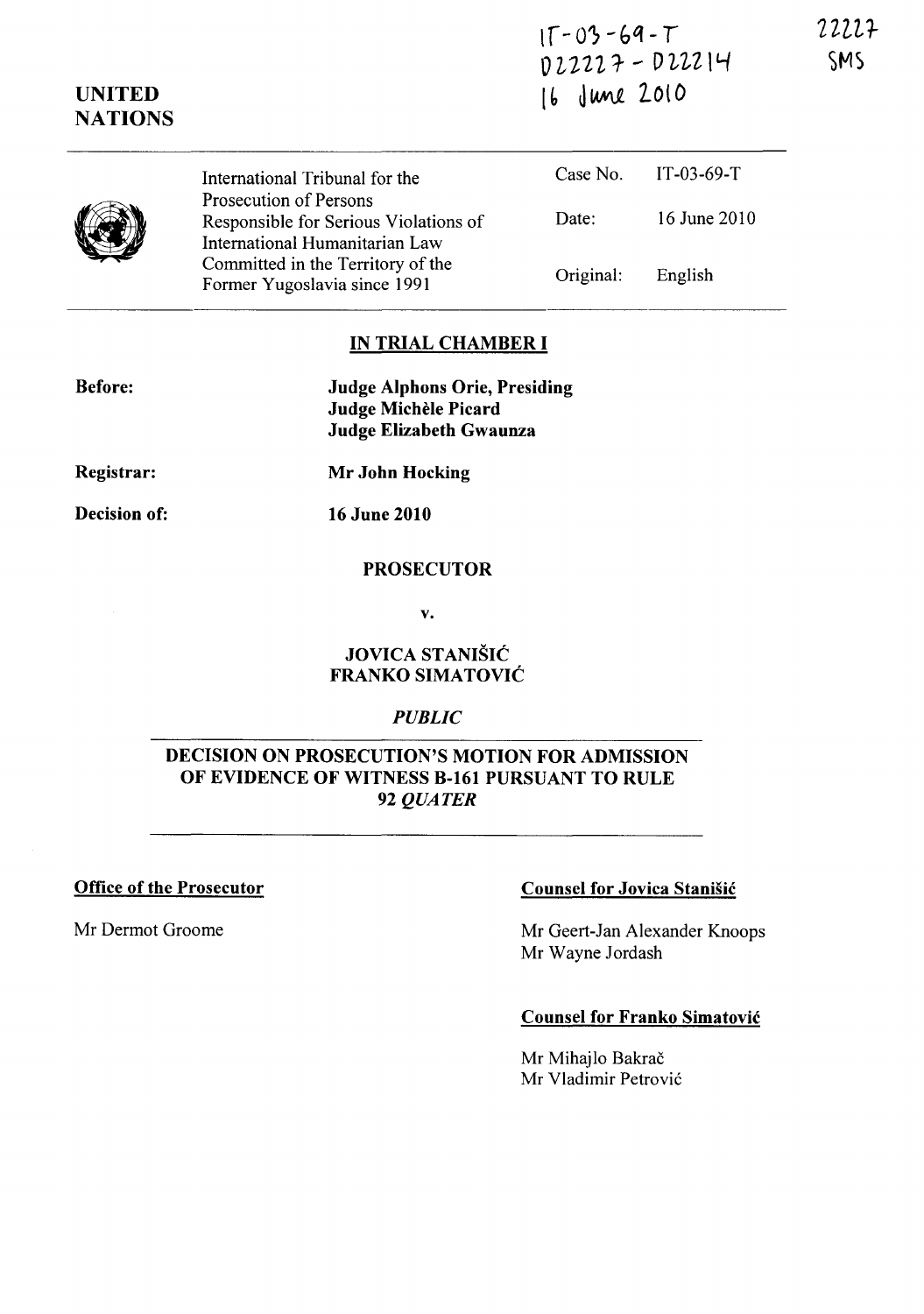IT-03-69-T
D22227 - D22214
16 June 2010

22227
SMS

UNITED NATIONS

| International Tribunal for the Prosecution of Persons Responsible for Serious Violations of International Humanitarian Law Committed in the Territory of the Former Yugoslavia since 1991 | Case No. | IT-03-69-T |
|---|---|---|
| | Date: | 16 June 2010 |
| | Original: | English |

## IN TRIAL CHAMBER I

**Before:** **Judge Alphons Orie, Presiding**
**Judge Michèle Picard**
**Judge Elizabeth Gwaunza**

**Registrar:** **Mr John Hocking**

**Decision of:** **16 June 2010**

**PROSECUTOR**

**v.**

**JOVICA STANIŠIĆ**
**FRANKO SIMATOVIĆ**

***PUBLIC***

**DECISION ON PROSECUTION'S MOTION FOR ADMISSION OF EVIDENCE OF WITNESS B-161 PURSUANT TO RULE 92 *QUATER***

**Office of the Prosecutor**

Mr Dermot Groome

**Counsel for Jovica Stanišić**

Mr Geert-Jan Alexander Knoops
Mr Wayne Jordash

**Counsel for Franko Simatović**

Mr Mihajlo Bakrač
Mr Vladimir Petrović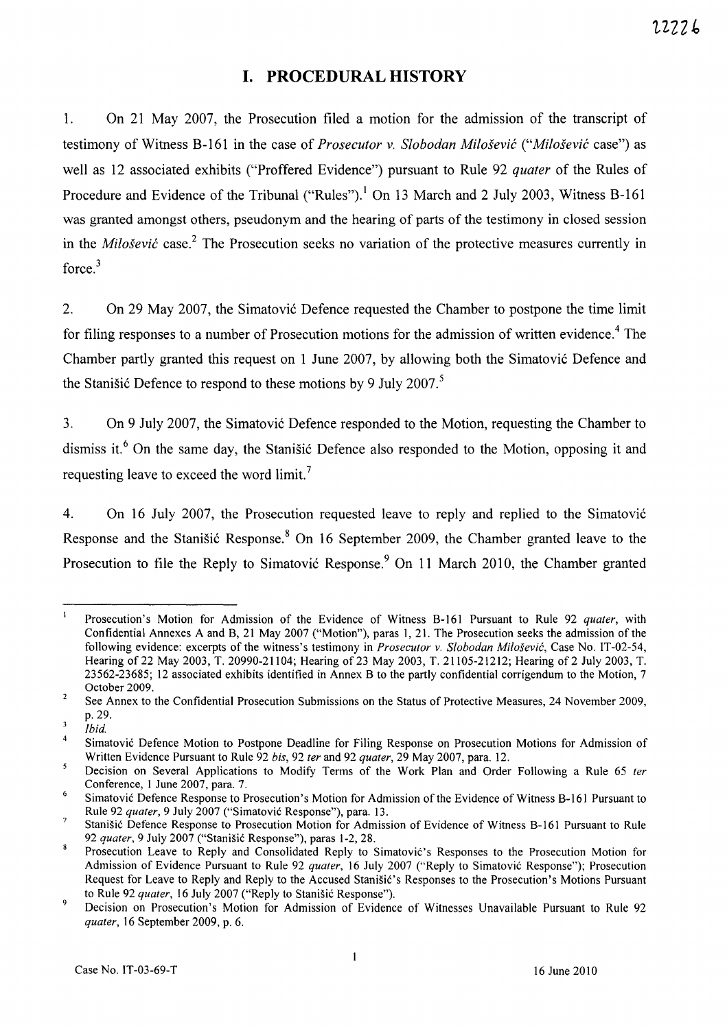# I. PROCEDURAL HISTORY

1. On 21 May 2007, the Prosecution filed a motion for the admission of the transcript of testimony of Witness B-161 in the case of *Prosecutor v. Slobodan Milošević* ("*Milošević* case") as well as 12 associated exhibits ("Proffered Evidence") pursuant to Rule 92 *quater* of the Rules of Procedure and Evidence of the Tribunal ("Rules").[1] On 13 March and 2 July 2003, Witness B-161 was granted amongst others, pseudonym and the hearing of parts of the testimony in closed session in the *Milošević* case.[2] The Prosecution seeks no variation of the protective measures currently in force.[3]

2. On 29 May 2007, the Simatović Defence requested the Chamber to postpone the time limit for filing responses to a number of Prosecution motions for the admission of written evidence.[4] The Chamber partly granted this request on 1 June 2007, by allowing both the Simatović Defence and the Stanišić Defence to respond to these motions by 9 July 2007.[5]

3. On 9 July 2007, the Simatović Defence responded to the Motion, requesting the Chamber to dismiss it.[6] On the same day, the Stanišić Defence also responded to the Motion, opposing it and requesting leave to exceed the word limit.[7]

4. On 16 July 2007, the Prosecution requested leave to reply and replied to the Simatović Response and the Stanišić Response.[8] On 16 September 2009, the Chamber granted leave to the Prosecution to file the Reply to Simatović Response.[9] On 11 March 2010, the Chamber granted

---

[1] Prosecution's Motion for Admission of the Evidence of Witness B-161 Pursuant to Rule 92 *quater*, with Confidential Annexes A and B, 21 May 2007 ("Motion"), paras 1, 21. The Prosecution seeks the admission of the following evidence: excerpts of the witness's testimony in *Prosecutor v. Slobodan Milošević*, Case No. IT-02-54, Hearing of 22 May 2003, T. 20990-21104; Hearing of 23 May 2003, T. 21105-21212; Hearing of 2 July 2003, T. 23562-23685; 12 associated exhibits identified in Annex B to the partly confidential corrigendum to the Motion, 7 October 2009.

[2] See Annex to the Confidential Prosecution Submissions on the Status of Protective Measures, 24 November 2009, p. 29.

[3] *Ibid.*

[4] Simatović Defence Motion to Postpone Deadline for Filing Response on Prosecution Motions for Admission of Written Evidence Pursuant to Rule 92 *bis*, 92 *ter* and 92 *quater*, 29 May 2007, para. 12.

[5] Decision on Several Applications to Modify Terms of the Work Plan and Order Following a Rule 65 *ter* Conference, 1 June 2007, para. 7.

[6] Simatović Defence Response to Prosecution's Motion for Admission of the Evidence of Witness B-161 Pursuant to Rule 92 *quater*, 9 July 2007 ("Simatović Response"), para. 13.

[7] Stanišić Defence Response to Prosecution Motion for Admission of Evidence of Witness B-161 Pursuant to Rule 92 *quater*, 9 July 2007 ("Stanišić Response"), paras 1-2, 28.

[8] Prosecution Leave to Reply and Consolidated Reply to Simatović's Responses to the Prosecution Motion for Admission of Evidence Pursuant to Rule 92 *quater*, 16 July 2007 ("Reply to Simatović Response"); Prosecution Request for Leave to Reply and Reply to the Accused Stanišić's Responses to the Prosecution's Motions Pursuant to Rule 92 *quater*, 16 July 2007 ("Reply to Stanišić Response").

[9] Decision on Prosecution's Motion for Admission of Evidence of Witnesses Unavailable Pursuant to Rule 92 *quater*, 16 September 2009, p. 6.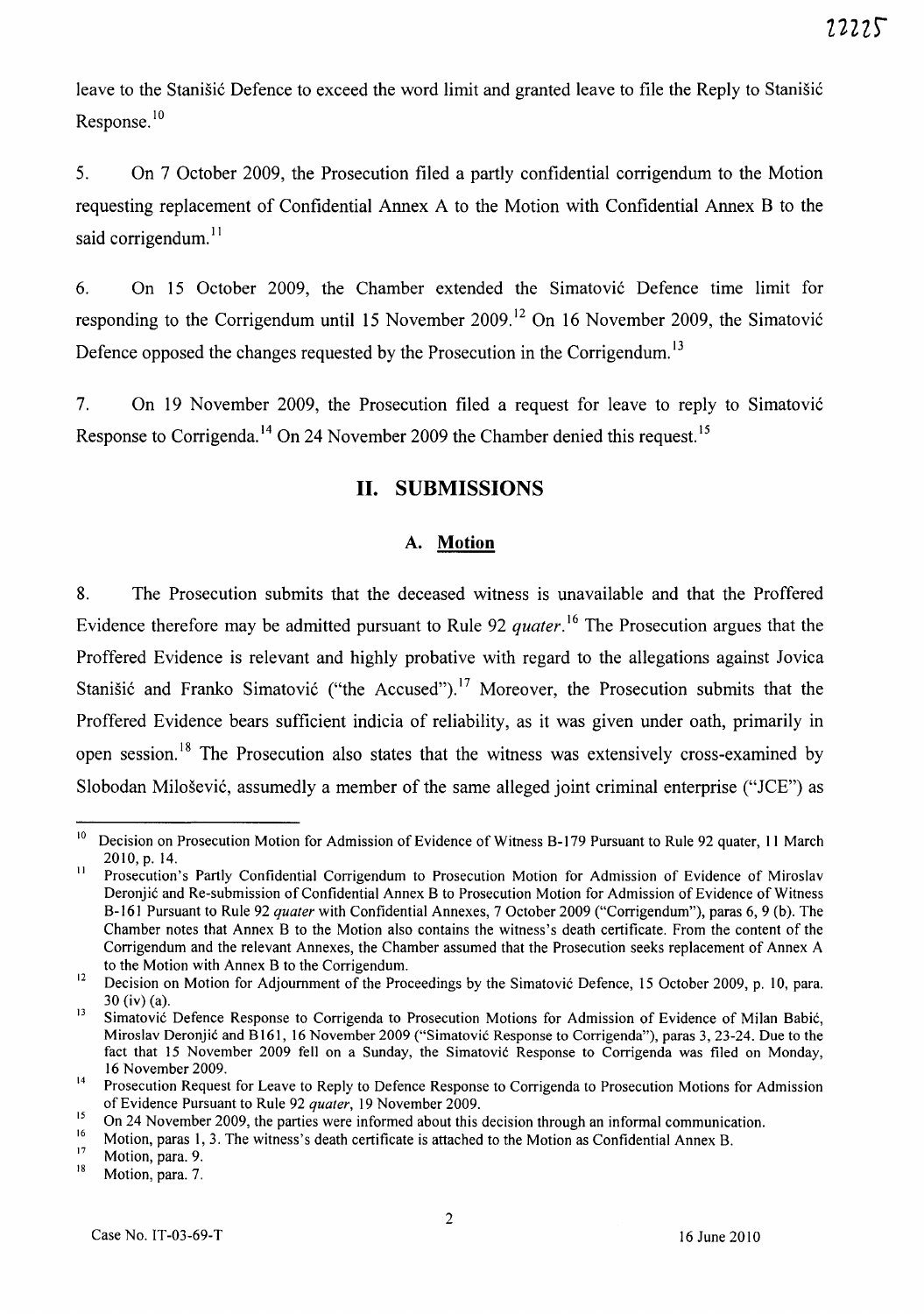leave to the Stanišić Defence to exceed the word limit and granted leave to file the Reply to Stanišić Response.[10]

5. On 7 October 2009, the Prosecution filed a partly confidential corrigendum to the Motion requesting replacement of Confidential Annex A to the Motion with Confidential Annex B to the said corrigendum.[11]

6. On 15 October 2009, the Chamber extended the Simatović Defence time limit for responding to the Corrigendum until 15 November 2009.[12] On 16 November 2009, the Simatović Defence opposed the changes requested by the Prosecution in the Corrigendum.[13]

7. On 19 November 2009, the Prosecution filed a request for leave to reply to Simatović Response to Corrigenda.[14] On 24 November 2009 the Chamber denied this request.[15]

## II. SUBMISSIONS

### A. Motion

8. The Prosecution submits that the deceased witness is unavailable and that the Proffered Evidence therefore may be admitted pursuant to Rule 92 *quater*.[16] The Prosecution argues that the Proffered Evidence is relevant and highly probative with regard to the allegations against Jovica Stanišić and Franko Simatović ("the Accused").[17] Moreover, the Prosecution submits that the Proffered Evidence bears sufficient indicia of reliability, as it was given under oath, primarily in open session.[18] The Prosecution also states that the witness was extensively cross-examined by Slobodan Milošević, assumedly a member of the same alleged joint criminal enterprise ("JCE") as

---

[10] Decision on Prosecution Motion for Admission of Evidence of Witness B-179 Pursuant to Rule 92 quater, 11 March 2010, p. 14.

[11] Prosecution's Partly Confidential Corrigendum to Prosecution Motion for Admission of Evidence of Miroslav Deronjić and Re-submission of Confidential Annex B to Prosecution Motion for Admission of Evidence of Witness B-161 Pursuant to Rule 92 *quater* with Confidential Annexes, 7 October 2009 ("Corrigendum"), paras 6, 9 (b). The Chamber notes that Annex B to the Motion also contains the witness's death certificate. From the content of the Corrigendum and the relevant Annexes, the Chamber assumed that the Prosecution seeks replacement of Annex A to the Motion with Annex B to the Corrigendum.

[12] Decision on Motion for Adjournment of the Proceedings by the Simatović Defence, 15 October 2009, p. 10, para. 30 (iv) (a).

[13] Simatović Defence Response to Corrigenda to Prosecution Motions for Admission of Evidence of Milan Babić, Miroslav Deronjić and B161, 16 November 2009 ("Simatović Response to Corrigenda"), paras 3, 23-24. Due to the fact that 15 November 2009 fell on a Sunday, the Simatović Response to Corrigenda was filed on Monday, 16 November 2009.

[14] Prosecution Request for Leave to Reply to Defence Response to Corrigenda to Prosecution Motions for Admission of Evidence Pursuant to Rule 92 *quater*, 19 November 2009.

[15] On 24 November 2009, the parties were informed about this decision through an informal communication.

[16] Motion, paras 1, 3. The witness's death certificate is attached to the Motion as Confidential Annex B.

[17] Motion, para. 9.

[18] Motion, para. 7.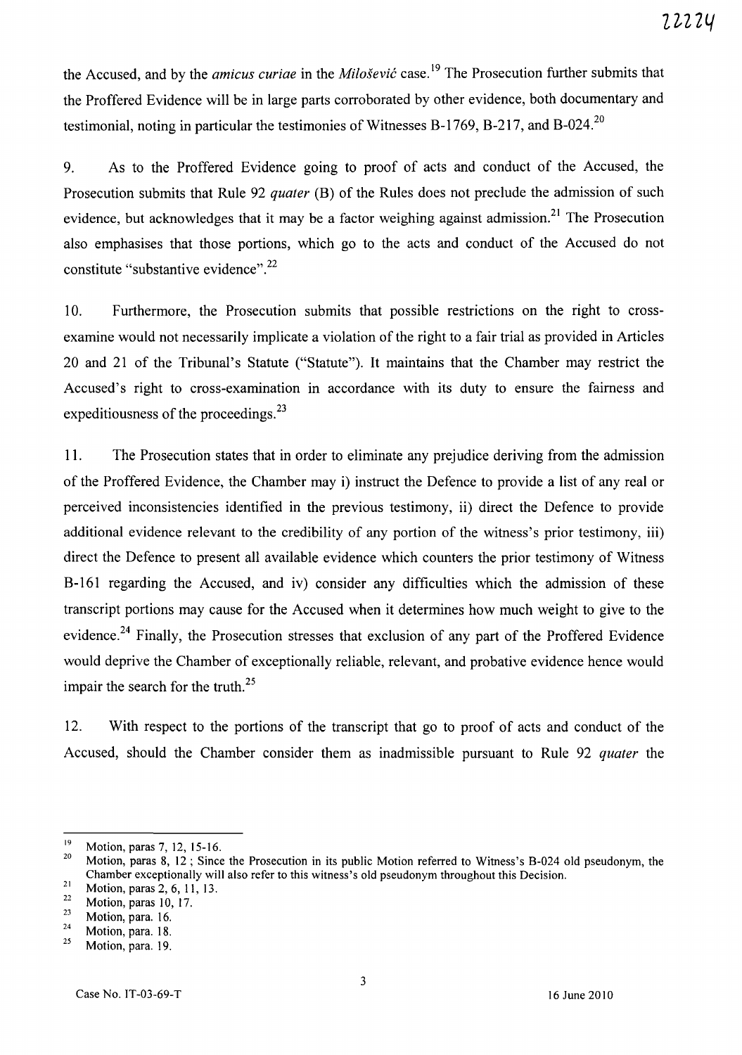the Accused, and by the *amicus curiae* in the *Milošević* case.[19] The Prosecution further submits that the Proffered Evidence will be in large parts corroborated by other evidence, both documentary and testimonial, noting in particular the testimonies of Witnesses B-1769, B-217, and B-024.[20]

9. As to the Proffered Evidence going to proof of acts and conduct of the Accused, the Prosecution submits that Rule 92 *quater* (B) of the Rules does not preclude the admission of such evidence, but acknowledges that it may be a factor weighing against admission.[21] The Prosecution also emphasises that those portions, which go to the acts and conduct of the Accused do not constitute "substantive evidence".[22]

10. Furthermore, the Prosecution submits that possible restrictions on the right to cross-examine would not necessarily implicate a violation of the right to a fair trial as provided in Articles 20 and 21 of the Tribunal's Statute ("Statute"). It maintains that the Chamber may restrict the Accused's right to cross-examination in accordance with its duty to ensure the fairness and expeditiousness of the proceedings.[23]

11. The Prosecution states that in order to eliminate any prejudice deriving from the admission of the Proffered Evidence, the Chamber may i) instruct the Defence to provide a list of any real or perceived inconsistencies identified in the previous testimony, ii) direct the Defence to provide additional evidence relevant to the credibility of any portion of the witness's prior testimony, iii) direct the Defence to present all available evidence which counters the prior testimony of Witness B-161 regarding the Accused, and iv) consider any difficulties which the admission of these transcript portions may cause for the Accused when it determines how much weight to give to the evidence.[24] Finally, the Prosecution stresses that exclusion of any part of the Proffered Evidence would deprive the Chamber of exceptionally reliable, relevant, and probative evidence hence would impair the search for the truth.[25]

12. With respect to the portions of the transcript that go to proof of acts and conduct of the Accused, should the Chamber consider them as inadmissible pursuant to Rule 92 *quater* the

---

[19] Motion, paras 7, 12, 15-16.

[20] Motion, paras 8, 12 ; Since the Prosecution in its public Motion referred to Witness's B-024 old pseudonym, the Chamber exceptionally will also refer to this witness's old pseudonym throughout this Decision.

[21] Motion, paras 2, 6, 11, 13.

[22] Motion, paras 10, 17.

[23] Motion, para. 16.

[24] Motion, para. 18.

[25] Motion, para. 19.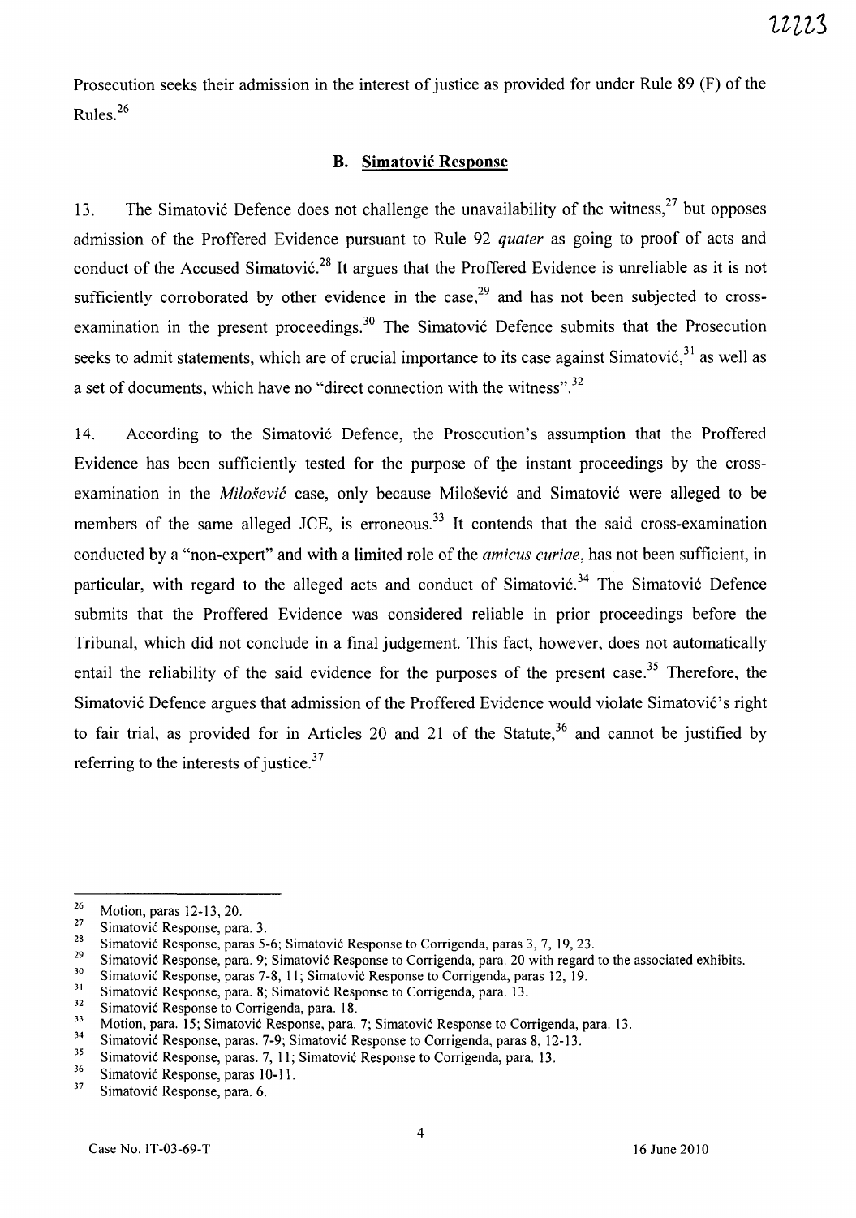Prosecution seeks their admission in the interest of justice as provided for under Rule 89 (F) of the Rules.[26]

### B. Simatović Response

13. The Simatović Defence does not challenge the unavailability of the witness,[27] but opposes admission of the Proffered Evidence pursuant to Rule 92 *quater* as going to proof of acts and conduct of the Accused Simatović.[28] It argues that the Proffered Evidence is unreliable as it is not sufficiently corroborated by other evidence in the case,[29] and has not been subjected to cross-examination in the present proceedings.[30] The Simatović Defence submits that the Prosecution seeks to admit statements, which are of crucial importance to its case against Simatović,[31] as well as a set of documents, which have no "direct connection with the witness".[32]

14. According to the Simatović Defence, the Prosecution's assumption that the Proffered Evidence has been sufficiently tested for the purpose of the instant proceedings by the cross-examination in the *Milošević* case, only because Milošević and Simatović were alleged to be members of the same alleged JCE, is erroneous.[33] It contends that the said cross-examination conducted by a "non-expert" and with a limited role of the *amicus curiae*, has not been sufficient, in particular, with regard to the alleged acts and conduct of Simatović.[34] The Simatović Defence submits that the Proffered Evidence was considered reliable in prior proceedings before the Tribunal, which did not conclude in a final judgement. This fact, however, does not automatically entail the reliability of the said evidence for the purposes of the present case.[35] Therefore, the Simatović Defence argues that admission of the Proffered Evidence would violate Simatović's right to fair trial, as provided for in Articles 20 and 21 of the Statute,[36] and cannot be justified by referring to the interests of justice.[37]

---

[26] Motion, paras 12-13, 20.

[27] Simatović Response, para. 3.

[28] Simatović Response, paras 5-6; Simatović Response to Corrigenda, paras 3, 7, 19, 23.

[29] Simatović Response, para. 9; Simatović Response to Corrigenda, para. 20 with regard to the associated exhibits.

[30] Simatović Response, paras 7-8, 11; Simatović Response to Corrigenda, paras 12, 19.

[31] Simatović Response, para. 8; Simatović Response to Corrigenda, para. 13.

[32] Simatović Response to Corrigenda, para. 18.

[33] Motion, para. 15; Simatović Response, para. 7; Simatović Response to Corrigenda, para. 13.

[34] Simatović Response, paras. 7-9; Simatović Response to Corrigenda, paras 8, 12-13.

[35] Simatović Response, paras. 7, 11; Simatović Response to Corrigenda, para. 13.

[36] Simatović Response, paras 10-11.

[37] Simatović Response, para. 6.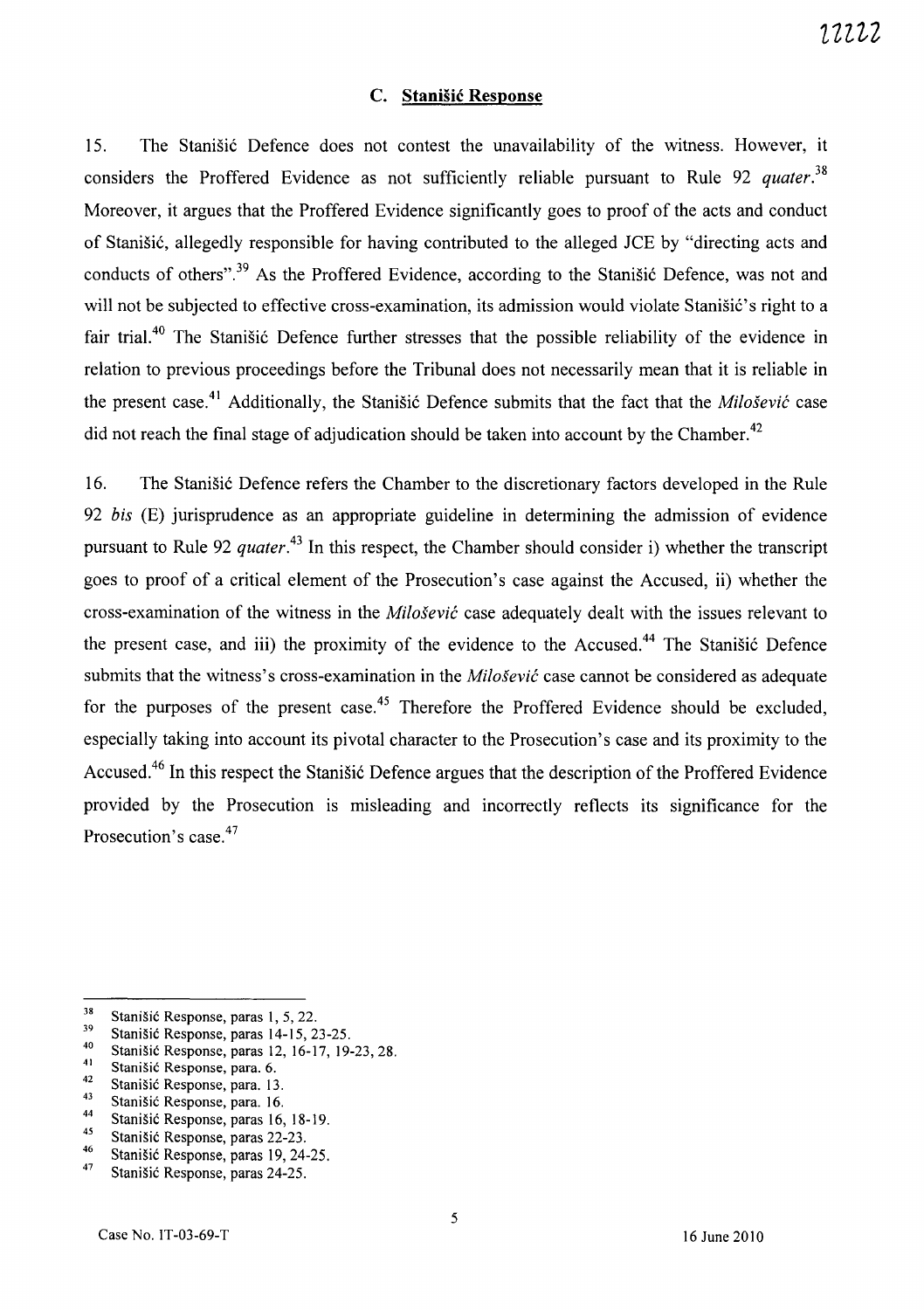### C. Stanišić Response

15. The Stanišić Defence does not contest the unavailability of the witness. However, it considers the Proffered Evidence as not sufficiently reliable pursuant to Rule 92 *quater*.[38] Moreover, it argues that the Proffered Evidence significantly goes to proof of the acts and conduct of Stanišić, allegedly responsible for having contributed to the alleged JCE by "directing acts and conducts of others".[39] As the Proffered Evidence, according to the Stanišić Defence, was not and will not be subjected to effective cross-examination, its admission would violate Stanišić's right to a fair trial.[40] The Stanišić Defence further stresses that the possible reliability of the evidence in relation to previous proceedings before the Tribunal does not necessarily mean that it is reliable in the present case.[41] Additionally, the Stanišić Defence submits that the fact that the *Milošević* case did not reach the final stage of adjudication should be taken into account by the Chamber.[42]

16. The Stanišić Defence refers the Chamber to the discretionary factors developed in the Rule 92 *bis* (E) jurisprudence as an appropriate guideline in determining the admission of evidence pursuant to Rule 92 *quater*.[43] In this respect, the Chamber should consider i) whether the transcript goes to proof of a critical element of the Prosecution's case against the Accused, ii) whether the cross-examination of the witness in the *Milošević* case adequately dealt with the issues relevant to the present case, and iii) the proximity of the evidence to the Accused.[44] The Stanišić Defence submits that the witness's cross-examination in the *Milošević* case cannot be considered as adequate for the purposes of the present case.[45] Therefore the Proffered Evidence should be excluded, especially taking into account its pivotal character to the Prosecution's case and its proximity to the Accused.[46] In this respect the Stanišić Defence argues that the description of the Proffered Evidence provided by the Prosecution is misleading and incorrectly reflects its significance for the Prosecution's case.[47]

---

[38] Stanišić Response, paras 1, 5, 22.
[39] Stanišić Response, paras 14-15, 23-25.
[40] Stanišić Response, paras 12, 16-17, 19-23, 28.
[41] Stanišić Response, para. 6.
[42] Stanišić Response, para. 13.
[43] Stanišić Response, para. 16.
[44] Stanišić Response, paras 16, 18-19.
[45] Stanišić Response, paras 22-23.
[46] Stanišić Response, paras 19, 24-25.
[47] Stanišić Response, paras 24-25.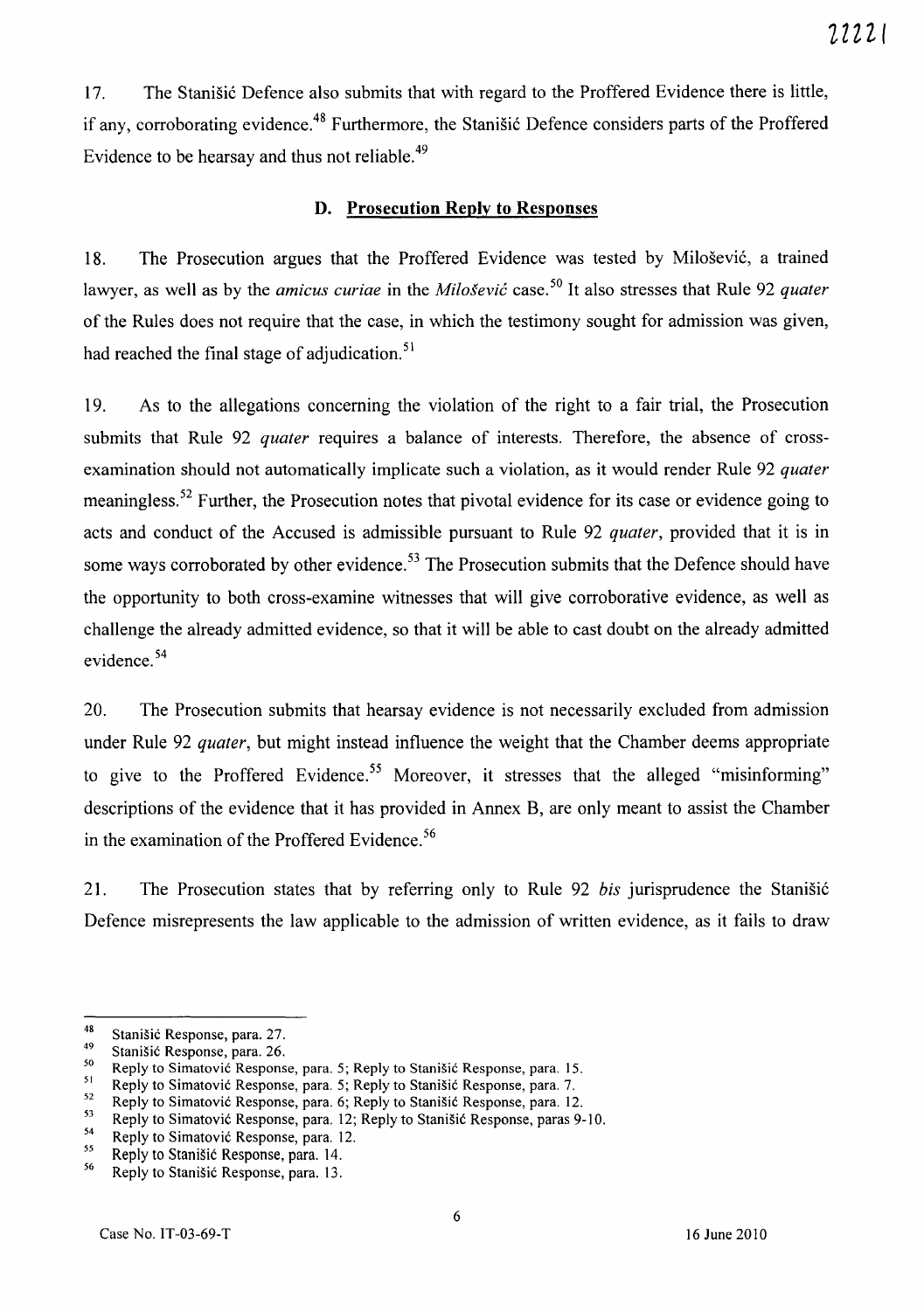17. The Stanišić Defence also submits that with regard to the Proffered Evidence there is little, if any, corroborating evidence.[48] Furthermore, the Stanišić Defence considers parts of the Proffered Evidence to be hearsay and thus not reliable.[49]

### D. Prosecution Reply to Responses

18. The Prosecution argues that the Proffered Evidence was tested by Milošević, a trained lawyer, as well as by the *amicus curiae* in the *Milošević* case.[50] It also stresses that Rule 92 *quater* of the Rules does not require that the case, in which the testimony sought for admission was given, had reached the final stage of adjudication.[51]

19. As to the allegations concerning the violation of the right to a fair trial, the Prosecution submits that Rule 92 *quater* requires a balance of interests. Therefore, the absence of cross-examination should not automatically implicate such a violation, as it would render Rule 92 *quater* meaningless.[52] Further, the Prosecution notes that pivotal evidence for its case or evidence going to acts and conduct of the Accused is admissible pursuant to Rule 92 *quater*, provided that it is in some ways corroborated by other evidence.[53] The Prosecution submits that the Defence should have the opportunity to both cross-examine witnesses that will give corroborative evidence, as well as challenge the already admitted evidence, so that it will be able to cast doubt on the already admitted evidence.[54]

20. The Prosecution submits that hearsay evidence is not necessarily excluded from admission under Rule 92 *quater*, but might instead influence the weight that the Chamber deems appropriate to give to the Proffered Evidence.[55] Moreover, it stresses that the alleged "misinforming" descriptions of the evidence that it has provided in Annex B, are only meant to assist the Chamber in the examination of the Proffered Evidence.[56]

21. The Prosecution states that by referring only to Rule 92 *bis* jurisprudence the Stanišić Defence misrepresents the law applicable to the admission of written evidence, as it fails to draw

---

[48] Stanišić Response, para. 27.
[49] Stanišić Response, para. 26.
[50] Reply to Simatović Response, para. 5; Reply to Stanišić Response, para. 15.
[51] Reply to Simatović Response, para. 5; Reply to Stanišić Response, para. 7.
[52] Reply to Simatović Response, para. 6; Reply to Stanišić Response, para. 12.
[53] Reply to Simatović Response, para. 12; Reply to Stanišić Response, paras 9-10.
[54] Reply to Simatović Response, para. 12.
[55] Reply to Stanišić Response, para. 14.
[56] Reply to Stanišić Response, para. 13.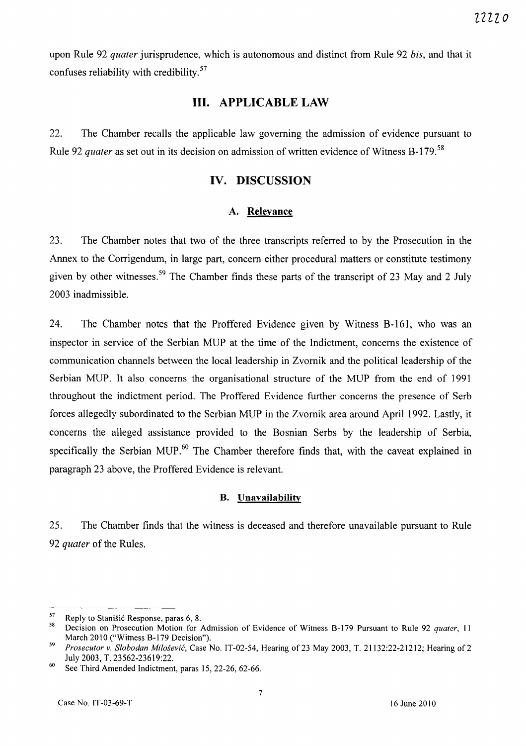upon Rule 92 *quater* jurisprudence, which is autonomous and distinct from Rule 92 *bis*, and that it confuses reliability with credibility.[57]

# III. APPLICABLE LAW

22. The Chamber recalls the applicable law governing the admission of evidence pursuant to Rule 92 *quater* as set out in its decision on admission of written evidence of Witness B-179.[58]

# IV. DISCUSSION

## A. Relevance

23. The Chamber notes that two of the three transcripts referred to by the Prosecution in the Annex to the Corrigendum, in large part, concern either procedural matters or constitute testimony given by other witnesses.[59] The Chamber finds these parts of the transcript of 23 May and 2 July 2003 inadmissible.

24. The Chamber notes that the Proffered Evidence given by Witness B-161, who was an inspector in service of the Serbian MUP at the time of the Indictment, concerns the existence of communication channels between the local leadership in Zvornik and the political leadership of the Serbian MUP. It also concerns the organisational structure of the MUP from the end of 1991 throughout the indictment period. The Proffered Evidence further concerns the presence of Serb forces allegedly subordinated to the Serbian MUP in the Zvornik area around April 1992. Lastly, it concerns the alleged assistance provided to the Bosnian Serbs by the leadership of Serbia, specifically the Serbian MUP.[60] The Chamber therefore finds that, with the caveat explained in paragraph 23 above, the Proffered Evidence is relevant.

## B. Unavailability

25. The Chamber finds that the witness is deceased and therefore unavailable pursuant to Rule 92 *quater* of the Rules.

---

[57] Reply to Stanišić Response, paras 6, 8.

[58] Decision on Prosecution Motion for Admission of Evidence of Witness B-179 Pursuant to Rule 92 *quater*, 11 March 2010 ("Witness B-179 Decision").

[59] *Prosecutor v. Slobodan Milošević*, Case No. IT-02-54, Hearing of 23 May 2003, T. 21132:22-21212; Hearing of 2 July 2003, T. 23562-23619:22.

[60] See Third Amended Indictment, paras 15, 22-26, 62-66.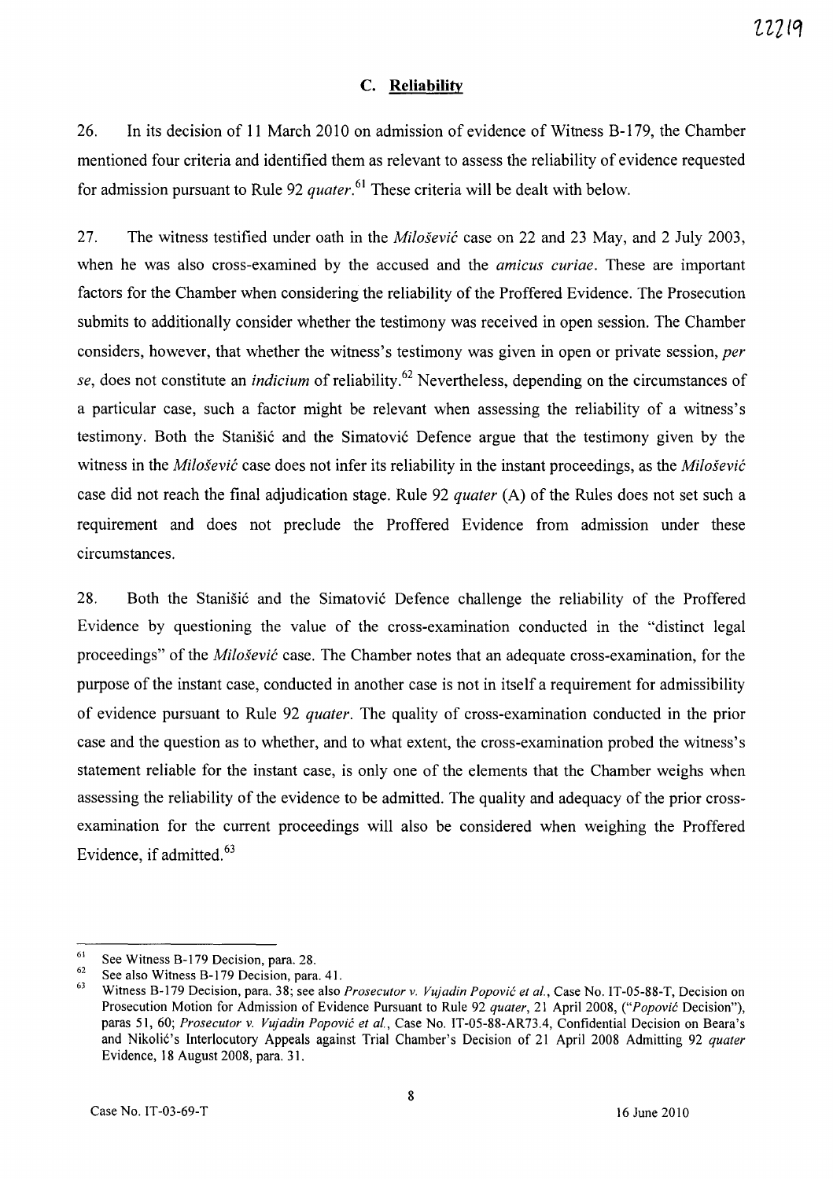### C. **Reliability**

26. In its decision of 11 March 2010 on admission of evidence of Witness B-179, the Chamber mentioned four criteria and identified them as relevant to assess the reliability of evidence requested for admission pursuant to Rule 92 *quater*.[61] These criteria will be dealt with below.

27. The witness testified under oath in the *Milošević* case on 22 and 23 May, and 2 July 2003, when he was also cross-examined by the accused and the *amicus curiae*. These are important factors for the Chamber when considering the reliability of the Proffered Evidence. The Prosecution submits to additionally consider whether the testimony was received in open session. The Chamber considers, however, that whether the witness's testimony was given in open or private session, *per se*, does not constitute an *indicium* of reliability.[62] Nevertheless, depending on the circumstances of a particular case, such a factor might be relevant when assessing the reliability of a witness's testimony. Both the Stanišić and the Simatović Defence argue that the testimony given by the witness in the *Milošević* case does not infer its reliability in the instant proceedings, as the *Milošević* case did not reach the final adjudication stage. Rule 92 *quater* (A) of the Rules does not set such a requirement and does not preclude the Proffered Evidence from admission under these circumstances.

28. Both the Stanišić and the Simatović Defence challenge the reliability of the Proffered Evidence by questioning the value of the cross-examination conducted in the "distinct legal proceedings" of the *Milošević* case. The Chamber notes that an adequate cross-examination, for the purpose of the instant case, conducted in another case is not in itself a requirement for admissibility of evidence pursuant to Rule 92 *quater*. The quality of cross-examination conducted in the prior case and the question as to whether, and to what extent, the cross-examination probed the witness's statement reliable for the instant case, is only one of the elements that the Chamber weighs when assessing the reliability of the evidence to be admitted. The quality and adequacy of the prior cross-examination for the current proceedings will also be considered when weighing the Proffered Evidence, if admitted.[63]

---

[61] See Witness B-179 Decision, para. 28.

[62] See also Witness B-179 Decision, para. 41.

[63] Witness B-179 Decision, para. 38; see also *Prosecutor v. Vujadin Popović et al.*, Case No. IT-05-88-T, Decision on Prosecution Motion for Admission of Evidence Pursuant to Rule 92 *quater*, 21 April 2008, ("*Popović* Decision"), paras 51, 60; *Prosecutor v. Vujadin Popović et al.*, Case No. IT-05-88-AR73.4, Confidential Decision on Beara's and Nikolić's Interlocutory Appeals against Trial Chamber's Decision of 21 April 2008 Admitting 92 *quater* Evidence, 18 August 2008, para. 31.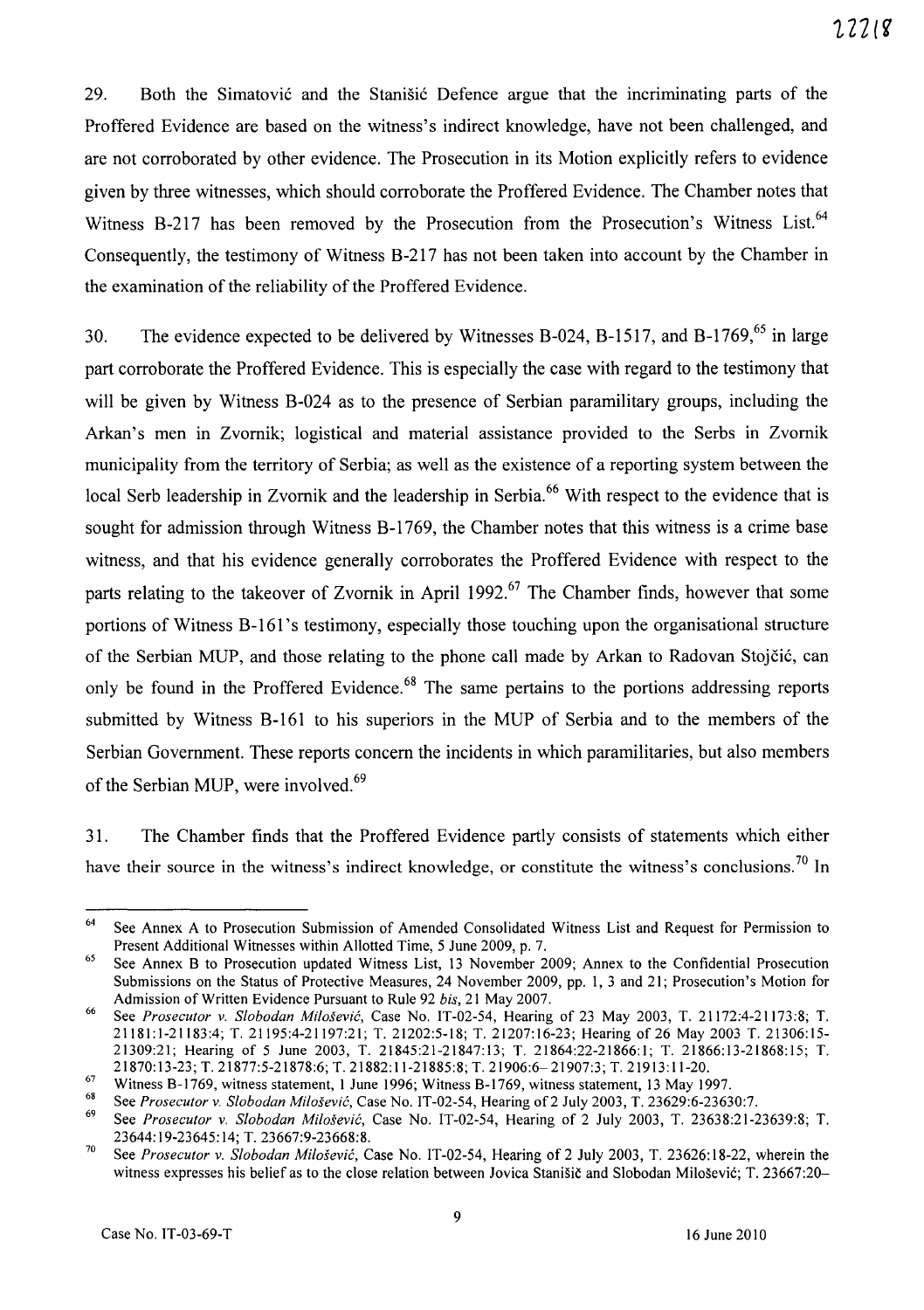29. Both the Simatović and the Stanišić Defence argue that the incriminating parts of the Proffered Evidence are based on the witness's indirect knowledge, have not been challenged, and are not corroborated by other evidence. The Prosecution in its Motion explicitly refers to evidence given by three witnesses, which should corroborate the Proffered Evidence. The Chamber notes that Witness B-217 has been removed by the Prosecution from the Prosecution's Witness List.[64] Consequently, the testimony of Witness B-217 has not been taken into account by the Chamber in the examination of the reliability of the Proffered Evidence.

30. The evidence expected to be delivered by Witnesses B-024, B-1517, and B-1769,[65] in large part corroborate the Proffered Evidence. This is especially the case with regard to the testimony that will be given by Witness B-024 as to the presence of Serbian paramilitary groups, including the Arkan's men in Zvornik; logistical and material assistance provided to the Serbs in Zvornik municipality from the territory of Serbia; as well as the existence of a reporting system between the local Serb leadership in Zvornik and the leadership in Serbia.[66] With respect to the evidence that is sought for admission through Witness B-1769, the Chamber notes that this witness is a crime base witness, and that his evidence generally corroborates the Proffered Evidence with respect to the parts relating to the takeover of Zvornik in April 1992.[67] The Chamber finds, however that some portions of Witness B-161's testimony, especially those touching upon the organisational structure of the Serbian MUP, and those relating to the phone call made by Arkan to Radovan Stojčić, can only be found in the Proffered Evidence.[68] The same pertains to the portions addressing reports submitted by Witness B-161 to his superiors in the MUP of Serbia and to the members of the Serbian Government. These reports concern the incidents in which paramilitaries, but also members of the Serbian MUP, were involved.[69]

31. The Chamber finds that the Proffered Evidence partly consists of statements which either have their source in the witness's indirect knowledge, or constitute the witness's conclusions.[70] In

---

[64] See Annex A to Prosecution Submission of Amended Consolidated Witness List and Request for Permission to Present Additional Witnesses within Allotted Time, 5 June 2009, p. 7.

[65] See Annex B to Prosecution updated Witness List, 13 November 2009; Annex to the Confidential Prosecution Submissions on the Status of Protective Measures, 24 November 2009, pp. 1, 3 and 21; Prosecution's Motion for Admission of Written Evidence Pursuant to Rule 92 *bis*, 21 May 2007.

[66] See *Prosecutor v. Slobodan Milošević*, Case No. IT-02-54, Hearing of 23 May 2003, T. 21172:4-21173:8; T. 21181:1-21183:4; T. 21195:4-21197:21; T. 21202:5-18; T. 21207:16-23; Hearing of 26 May 2003 T. 21306:15-21309:21; Hearing of 5 June 2003, T. 21845:21-21847:13; T. 21864:22-21866:1; T. 21866:13-21868:15; T. 21870:13-23; T. 21877:5-21878:6; T. 21882:11-21885:8; T. 21906:6–21907:3; T. 21913:11-20.

[67] Witness B-1769, witness statement, 1 June 1996; Witness B-1769, witness statement, 13 May 1997.

[68] See *Prosecutor v. Slobodan Milošević*, Case No. IT-02-54, Hearing of 2 July 2003, T. 23629:6-23630:7.

[69] See *Prosecutor v. Slobodan Milošević*, Case No. IT-02-54, Hearing of 2 July 2003, T. 23638:21-23639:8; T. 23644:19-23645:14; T. 23667:9-23668:8.

[70] See *Prosecutor v. Slobodan Milošević*, Case No. IT-02-54, Hearing of 2 July 2003, T. 23626:18-22, wherein the witness expresses his belief as to the close relation between Jovica Stanišić and Slobodan Milošević; T. 23667:20–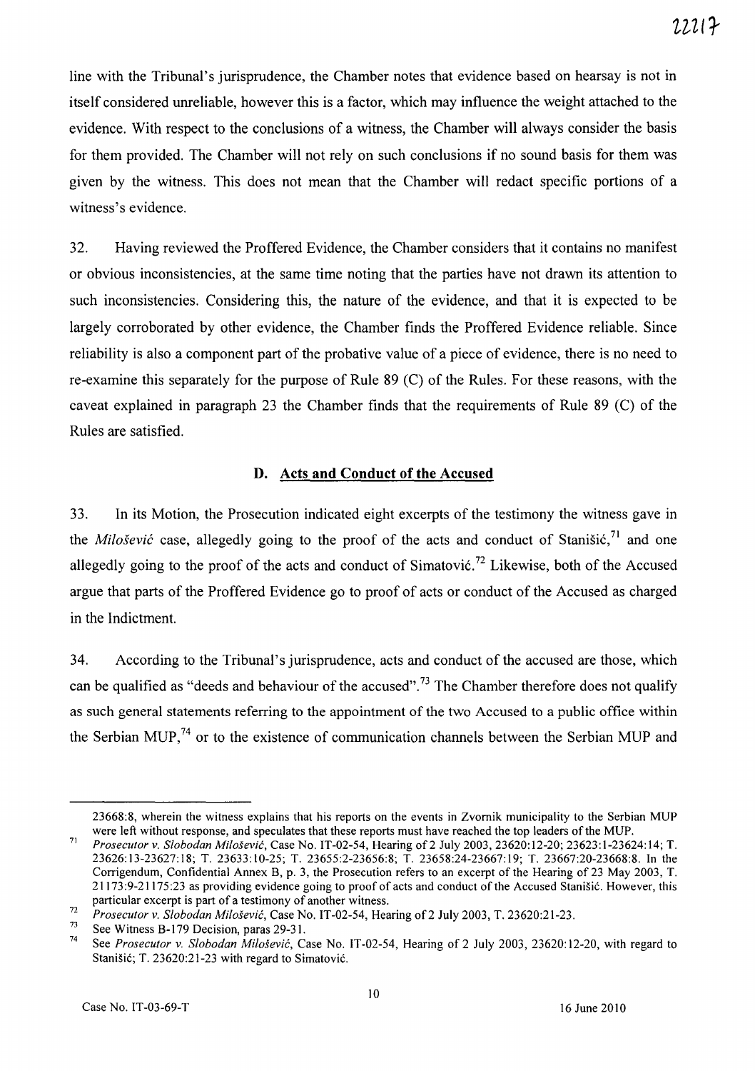line with the Tribunal's jurisprudence, the Chamber notes that evidence based on hearsay is not in itself considered unreliable, however this is a factor, which may influence the weight attached to the evidence. With respect to the conclusions of a witness, the Chamber will always consider the basis for them provided. The Chamber will not rely on such conclusions if no sound basis for them was given by the witness. This does not mean that the Chamber will redact specific portions of a witness's evidence.

32. Having reviewed the Proffered Evidence, the Chamber considers that it contains no manifest or obvious inconsistencies, at the same time noting that the parties have not drawn its attention to such inconsistencies. Considering this, the nature of the evidence, and that it is expected to be largely corroborated by other evidence, the Chamber finds the Proffered Evidence reliable. Since reliability is also a component part of the probative value of a piece of evidence, there is no need to re-examine this separately for the purpose of Rule 89 (C) of the Rules. For these reasons, with the caveat explained in paragraph 23 the Chamber finds that the requirements of Rule 89 (C) of the Rules are satisfied.

## D. Acts and Conduct of the Accused

33. In its Motion, the Prosecution indicated eight excerpts of the testimony the witness gave in the *Milošević* case, allegedly going to the proof of the acts and conduct of Stanišić,[71] and one allegedly going to the proof of the acts and conduct of Simatović.[72] Likewise, both of the Accused argue that parts of the Proffered Evidence go to proof of acts or conduct of the Accused as charged in the Indictment.

34. According to the Tribunal's jurisprudence, acts and conduct of the accused are those, which can be qualified as "deeds and behaviour of the accused".[73] The Chamber therefore does not qualify as such general statements referring to the appointment of the two Accused to a public office within the Serbian MUP,[74] or to the existence of communication channels between the Serbian MUP and

---

23668:8, wherein the witness explains that his reports on the events in Zvornik municipality to the Serbian MUP were left without response, and speculates that these reports must have reached the top leaders of the MUP.

[71] *Prosecutor v. Slobodan Milošević*, Case No. IT-02-54, Hearing of 2 July 2003, 23620:12-20; 23623:1-23624:14; T. 23626:13-23627:18; T. 23633:10-25; T. 23655:2-23656:8; T. 23658:24-23667:19; T. 23667:20-23668:8. In the Corrigendum, Confidential Annex B, p. 3, the Prosecution refers to an excerpt of the Hearing of 23 May 2003, T. 21173:9-21175:23 as providing evidence going to proof of acts and conduct of the Accused Stanišić. However, this particular excerpt is part of a testimony of another witness.

[72] *Prosecutor v. Slobodan Milošević*, Case No. IT-02-54, Hearing of 2 July 2003, T. 23620:21-23.

[73] See Witness B-179 Decision, paras 29-31.

[74] See *Prosecutor v. Slobodan Milošević*, Case No. IT-02-54, Hearing of 2 July 2003, 23620:12-20, with regard to Stanišić; T. 23620:21-23 with regard to Simatović.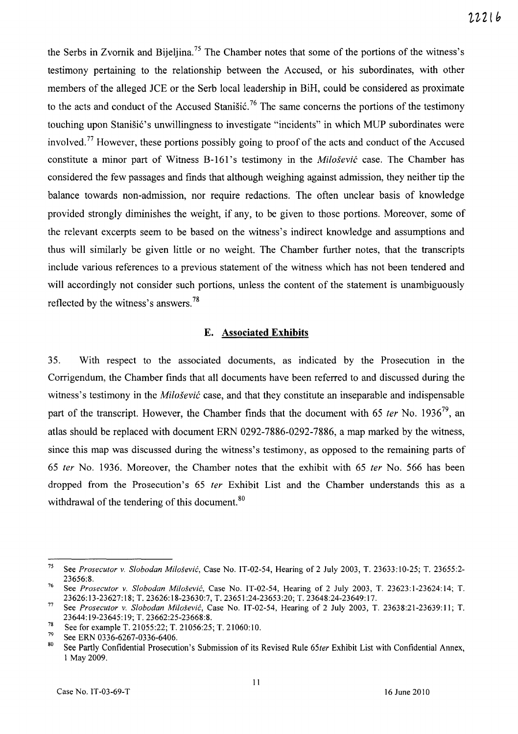the Serbs in Zvornik and Bijeljina.[75] The Chamber notes that some of the portions of the witness's testimony pertaining to the relationship between the Accused, or his subordinates, with other members of the alleged JCE or the Serb local leadership in BiH, could be considered as proximate to the acts and conduct of the Accused Stanišić.[76] The same concerns the portions of the testimony touching upon Stanišić's unwillingness to investigate "incidents" in which MUP subordinates were involved.[77] However, these portions possibly going to proof of the acts and conduct of the Accused constitute a minor part of Witness B-161's testimony in the *Milošević* case. The Chamber has considered the few passages and finds that although weighing against admission, they neither tip the balance towards non-admission, nor require redactions. The often unclear basis of knowledge provided strongly diminishes the weight, if any, to be given to those portions. Moreover, some of the relevant excerpts seem to be based on the witness's indirect knowledge and assumptions and thus will similarly be given little or no weight. The Chamber further notes, that the transcripts include various references to a previous statement of the witness which has not been tendered and will accordingly not consider such portions, unless the content of the statement is unambiguously reflected by the witness's answers.[78]

### E. Associated Exhibits

35. With respect to the associated documents, as indicated by the Prosecution in the Corrigendum, the Chamber finds that all documents have been referred to and discussed during the witness's testimony in the *Milošević* case, and that they constitute an inseparable and indispensable part of the transcript. However, the Chamber finds that the document with 65 *ter* No. 1936[79], an atlas should be replaced with document ERN 0292-7886-0292-7886, a map marked by the witness, since this map was discussed during the witness's testimony, as opposed to the remaining parts of 65 *ter* No. 1936. Moreover, the Chamber notes that the exhibit with 65 *ter* No. 566 has been dropped from the Prosecution's 65 *ter* Exhibit List and the Chamber understands this as a withdrawal of the tendering of this document.[80]

---

[75] See *Prosecutor v. Slobodan Milošević*, Case No. IT-02-54, Hearing of 2 July 2003, T. 23633:10-25; T. 23655:2-23656:8.

[76] See *Prosecutor v. Slobodan Milošević*, Case No. IT-02-54, Hearing of 2 July 2003, T. 23623:1-23624:14; T. 23626:13-23627:18; T. 23626:18-23630:7, T. 23651:24-23653:20; T. 23648:24-23649:17.

[77] See *Prosecutor v. Slobodan Milošević*, Case No. IT-02-54, Hearing of 2 July 2003, T. 23638:21-23639:11; T. 23644:19-23645:19; T. 23662:25-23668:8.

[78] See for example T. 21055:22; T. 21056:25; T. 21060:10.

[79] See ERN 0336-6267-0336-6406.

[80] See Partly Confidential Prosecution's Submission of its Revised Rule 65*ter* Exhibit List with Confidential Annex, 1 May 2009.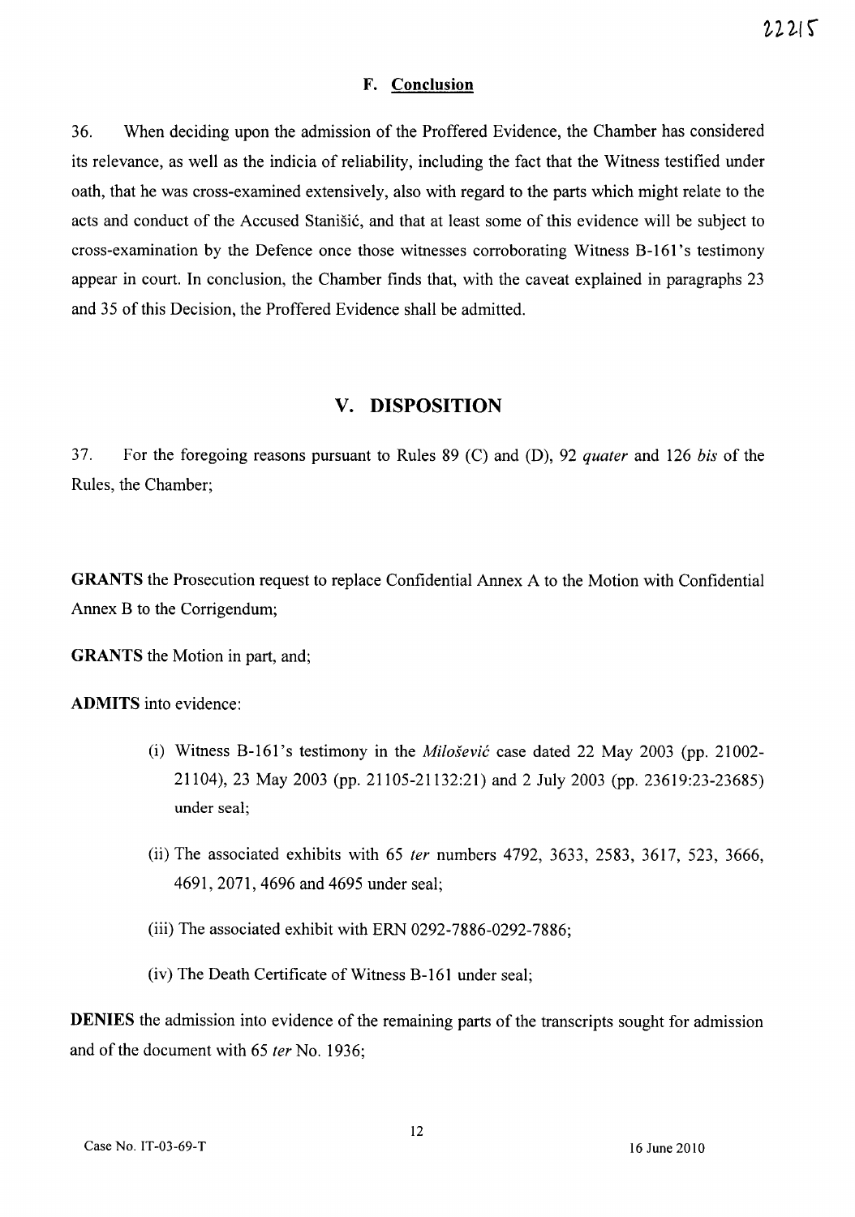### F. Conclusion

36. When deciding upon the admission of the Proffered Evidence, the Chamber has considered its relevance, as well as the indicia of reliability, including the fact that the Witness testified under oath, that he was cross-examined extensively, also with regard to the parts which might relate to the acts and conduct of the Accused Stanišić, and that at least some of this evidence will be subject to cross-examination by the Defence once those witnesses corroborating Witness B-161's testimony appear in court. In conclusion, the Chamber finds that, with the caveat explained in paragraphs 23 and 35 of this Decision, the Proffered Evidence shall be admitted.

## V. DISPOSITION

37. For the foregoing reasons pursuant to Rules 89 (C) and (D), 92 *quater* and 126 *bis* of the Rules, the Chamber;

**GRANTS** the Prosecution request to replace Confidential Annex A to the Motion with Confidential Annex B to the Corrigendum;

**GRANTS** the Motion in part, and;

**ADMITS** into evidence:

(i) Witness B-161's testimony in the *Milošević* case dated 22 May 2003 (pp. 21002-21104), 23 May 2003 (pp. 21105-21132:21) and 2 July 2003 (pp. 23619:23-23685) under seal;

(ii) The associated exhibits with 65 *ter* numbers 4792, 3633, 2583, 3617, 523, 3666, 4691, 2071, 4696 and 4695 under seal;

(iii) The associated exhibit with ERN 0292-7886-0292-7886;

(iv) The Death Certificate of Witness B-161 under seal;

**DENIES** the admission into evidence of the remaining parts of the transcripts sought for admission and of the document with 65 *ter* No. 1936;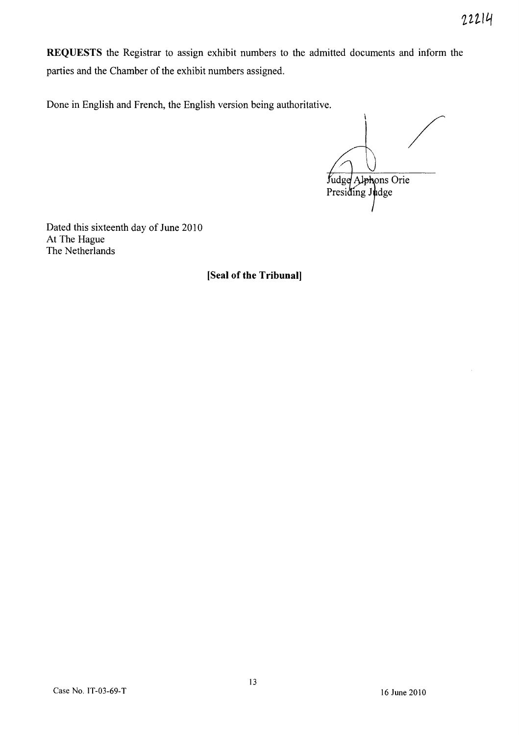**REQUESTS** the Registrar to assign exhibit numbers to the admitted documents and inform the parties and the Chamber of the exhibit numbers assigned.

Done in English and French, the English version being authoritative.

Judge Alphons Orie
Presiding Judge

Dated this sixteenth day of June 2010
At The Hague
The Netherlands

**[Seal of the Tribunal]**